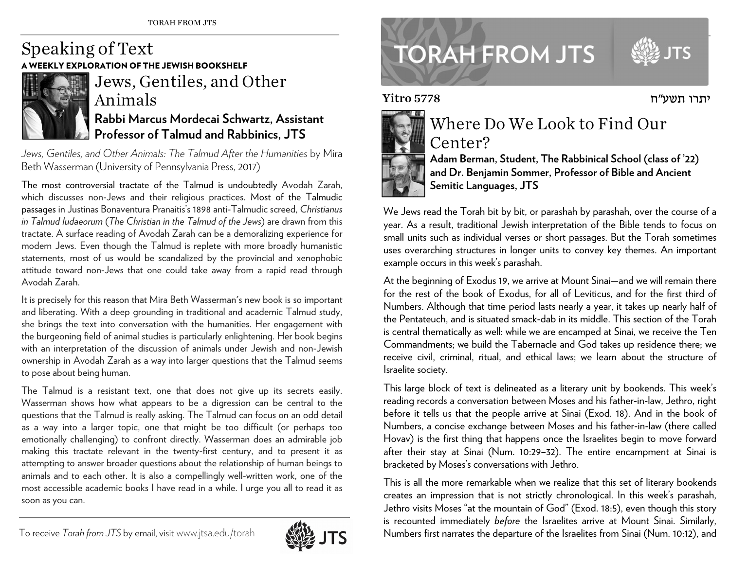# Speaking of Text

**A WEEKLY EXPLORATION OF THE JEWISH BOOKSHELF**

## Jews, Gentiles, and Other Animals

**Rabbi Marcus Mordecai Schwartz, Assistant Professor of Talmud and Rabbinics, JTS**

*Jews, Gentiles, and Other Animals: The Talmud After the Humanities* by Mira Beth Wasserman (University of Pennsylvania Press, 2017)

The most controversial tractate of the Talmud is undoubtedly Avodah Zarah, which discusses non-Jews and their religious practices. Most of the Talmudic passages in Justinas Bonaventura Pranaitis's 1898 anti-Talmudic screed, *Christianus in Talmud Iudaeorum* (*The Christian in the Talmud of the Jews*) are drawn from this tractate. A surface reading of Avodah Zarah can be a demoralizing experience for modern Jews. Even though the Talmud is replete with more broadly humanistic statements, most of us would be scandalized by the provincial and xenophobic attitude toward non-Jews that one could take away from a rapid read through Avodah Zarah.

It is precisely for this reason that Mira Beth Wasserman's new book is so important and liberating. With a deep grounding in traditional and academic Talmud study, she brings the text into conversation with the humanities. Her engagement with the burgeoning field of animal studies is particularly enlightening. Her book begins with an interpretation of the discussion of animals under Jewish and non-Jewish ownership in Avodah Zarah as a way into larger questions that the Talmud seems to pose about being human.

The Talmud is a resistant text, one that does not give up its secrets easily. Wasserman shows how what appears to be a digression can be central to the questions that the Talmud is really asking. The Talmud can focus on an odd detail as a way into a larger topic, one that might be too difficult (or perhaps too emotionally challenging) to confront directly. Wasserman does an admirable job making this tractate relevant in the twenty-first century, and to present it as attempting to answer broader questions about the relationship of human beings to animals and to each other. It is also a compellingly well-written work, one of the most accessible academic books I have read in a while. I urge you all to read it as soon as you can.

To receive *Torah from JTS* by email, visit www.jtsa.edu/torah

# TORAH FROM JTS

**Yitro 5778** יתרו תשע"ח

## Where Do We Look to Find Our Center?

**Adam Berman, Student, The Rabbinical School (class of '22) and Dr. Benjamin Sommer, Professor of Bible and Ancient Semitic Languages, JTS**

We Jews read the Torah bit by bit, or parashah by parashah, over the course of a year. As a result, traditional Jewish interpretation of the Bible tends to focus on small units such as individual verses or short passages. But the Torah sometimes uses overarching structures in longer units to convey key themes. An important example occurs in this week's parashah.

At the beginning of Exodus 19, we arrive at Mount Sinai—and we will remain there for the rest of the book of Exodus, for all of Leviticus, and for the first third of Numbers. Although that time period lasts nearly a year, it takes up nearly half of the Pentateuch, and is situated smack-dab in its middle. This section of the Torah is central thematically as well: while we are encamped at Sinai, we receive the Ten Commandments; we build the Tabernacle and God takes up residence there; we receive civil, criminal, ritual, and ethical laws; we learn about the structure of Israelite society.

This large block of text is delineated as a literary unit by bookends. This week's reading records a conversation between Moses and his father-in-law, Jethro, right before it tells us that the people arrive at Sinai (Exod. 18). And in the book of Numbers, a concise exchange between Moses and his father-in-law (there called Hovav) is the first thing that happens once the Israelites begin to move forward after their stay at Sinai (Num. 10:29–32). The entire encampment at Sinai is bracketed by Moses's conversations with Jethro.

This is all the more remarkable when we realize that this set of literary bookends creates an impression that is not strictly chronological. In this week's parashah, Jethro visits Moses "at the mountain of God" (Exod. 18:5), even though this story is recounted immediately *before* the Israelites arrive at Mount Sinai. Similarly, Numbers first narrates the departure of the Israelites from Sinai (Num. 10:12), and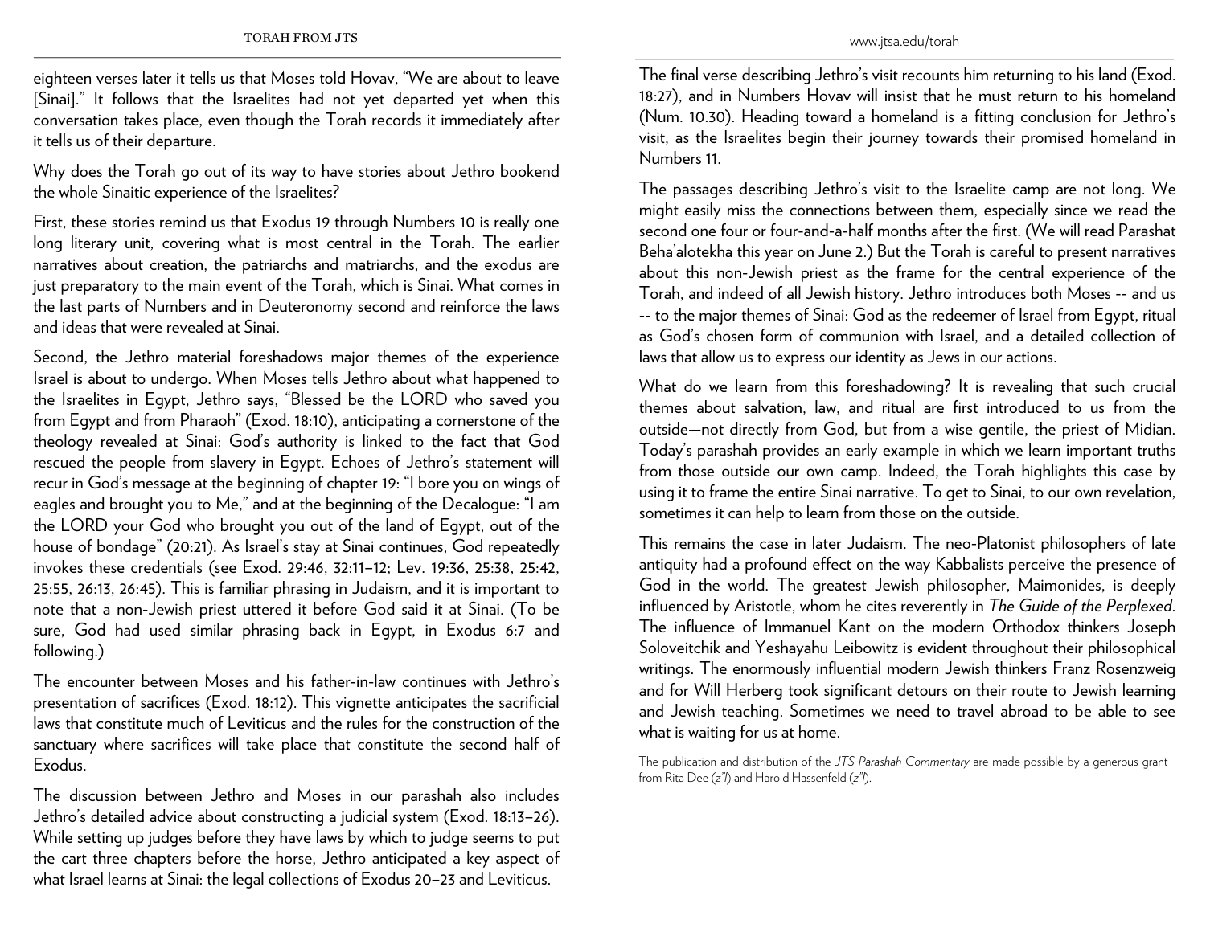eighteen verses later it tells us that Moses told Hovav, "We are about to leave [Sinai]." It follows that the Israelites had not yet departed yet when this conversation takes place, even though the Torah records it immediately after it tells us of their departure.

Why does the Torah go out of its way to have stories about Jethro bookend the whole Sinaitic experience of the Israelites?

First, these stories remind us that Exodus 19 through Numbers 10 is really one long literary unit, covering what is most central in the Torah. The earlier narratives about creation, the patriarchs and matriarchs, and the exodus are just preparatory to the main event of the Torah, which is Sinai. What comes in the last parts of Numbers and in Deuteronomy second and reinforce the laws and ideas that were revealed at Sinai.

Second, the Jethro material foreshadows major themes of the experience Israel is about to undergo. When Moses tells Jethro about what happened to the Israelites in Egypt, Jethro says, "Blessed be the LORD who saved you from Egypt and from Pharaoh" (Exod. 18:10), anticipating a cornerstone of the theology revealed at Sinai: God's authority is linked to the fact that God rescued the people from slavery in Egypt. Echoes of Jethro's statement will recur in God's message at the beginning of chapter 19: "I bore you on wings of eagles and brought you to Me," and at the beginning of the Decalogue: "I am the LORD your God who brought you out of the land of Egypt, out of the house of bondage" (20:21). As Israel's stay at Sinai continues, God repeatedly invokes these credentials (see Exod. 29:46, 32:11–12; Lev. 19:36, 25:38, 25:42, 25:55, 26:13, 26:45). This is familiar phrasing in Judaism, and it is important to note that a non-Jewish priest uttered it before God said it at Sinai. (To be sure, God had used similar phrasing back in Egypt, in Exodus 6:7 and following.)

The encounter between Moses and his father-in-law continues with Jethro's presentation of sacrifices (Exod. 18:12). This vignette anticipates the sacrificial laws that constitute much of Leviticus and the rules for the construction of the sanctuary where sacrifices will take place that constitute the second half of Exodus.

The discussion between Jethro and Moses in our parashah also includes Jethro's detailed advice about constructing a judicial system (Exod. 18:13–26). While setting up judges before they have laws by which to judge seems to put the cart three chapters before the horse, Jethro anticipated a key aspect of what Israel learns at Sinai: the legal collections of Exodus 20–23 and Leviticus.

The final verse describing Jethro's visit recounts him returning to his land (Exod. 18:27), and in Numbers Hovav will insist that he must return to his homeland (Num. 10.30). Heading toward a homeland is a fitting conclusion for Jethro's visit, as the Israelites begin their journey towards their promised homeland in Numbers 11.

The passages describing Jethro's visit to the Israelite camp are not long. We might easily miss the connections between them, especially since we read the second one four or four-and-a-half months after the first. (We will read Parashat Beha'alotekha this year on June 2.) But the Torah is careful to present narratives about this non-Jewish priest as the frame for the central experience of the Torah, and indeed of all Jewish history. Jethro introduces both Moses -- and us -- to the major themes of Sinai: God as the redeemer of Israel from Egypt, ritual as God's chosen form of communion with Israel, and a detailed collection of laws that allow us to express our identity as Jews in our actions.

What do we learn from this foreshadowing? It is revealing that such crucial themes about salvation, law, and ritual are first introduced to us from the outside—not directly from God, but from a wise gentile, the priest of Midian. Today's parashah provides an early example in which we learn important truths from those outside our own camp. Indeed, the Torah highlights this case by using it to frame the entire Sinai narrative. To get to Sinai, to our own revelation, sometimes it can help to learn from those on the outside.

This remains the case in later Judaism. The neo-Platonist philosophers of late antiquity had a profound effect on the way Kabbalists perceive the presence of God in the world. The greatest Jewish philosopher, Maimonides, is deeply influenced by Aristotle, whom he cites reverently in *The Guide of the Perplexed*. The influence of Immanuel Kant on the modern Orthodox thinkers Joseph Soloveitchik and Yeshayahu Leibowitz is evident throughout their philosophical writings. The enormously influential modern Jewish thinkers Franz Rosenzweig and for Will Herberg took significant detours on their route to Jewish learning and Jewish teaching. Sometimes we need to travel abroad to be able to see what is waiting for us at home.

The publication and distribution of the *JTS Parashah Commentary* are made possible by a generous grant from Rita Dee (*z"l*) and Harold Hassenfeld (*z"l*).